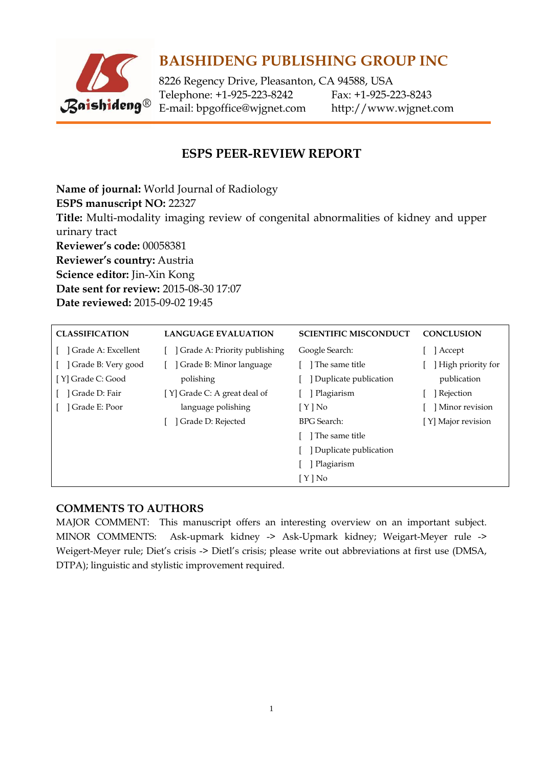# BAISHIDENG PUBLISHING GROUP INC

8226 Regency Drive, Pleasanton, CA 94588, USA
Telephone: +1-925-223-8242 Fax: +1-925-223-8243
E-mail: bpgoffice@wjgnet.com http://www.wjgnet.com

## ESPS PEER-REVIEW REPORT

**Name of journal:** World Journal of Radiology
**ESPS manuscript NO:** 22327
**Title:** Multi-modality imaging review of congenital abnormalities of kidney and upper urinary tract
**Reviewer's code:** 00058381
**Reviewer's country:** Austria
**Science editor:** Jin-Xin Kong
**Date sent for review:** 2015-08-30 17:07
**Date reviewed:** 2015-09-02 19:45

| CLASSIFICATION | LANGUAGE EVALUATION | SCIENTIFIC MISCONDUCT | CONCLUSION |
|---|---|---|---|
| [ ] Grade A: Excellent | [ ] Grade A: Priority publishing | Google Search: | [ ] Accept |
| [ ] Grade B: Very good | [ ] Grade B: Minor language polishing | [ ] The same title | [ ] High priority for publication |
| [ Y] Grade C: Good | [ Y] Grade C: A great deal of language polishing | [ ] Duplicate publication | [ ] Rejection |
| [ ] Grade D: Fair | [ ] Grade D: Rejected | [ ] Plagiarism | [ ] Minor revision |
| [ ] Grade E: Poor | | [ Y ] No | [ Y] Major revision |
| | | BPG Search: | |
| | | [ ] The same title | |
| | | [ ] Duplicate publication | |
| | | [ ] Plagiarism | |
| | | [ Y ] No | |

## COMMENTS TO AUTHORS

MAJOR COMMENT: This manuscript offers an interesting overview on an important subject. MINOR COMMENTS: Ask-upmark kidney -> Ask-Upmark kidney; Weigart-Meyer rule -> Weigert-Meyer rule; Diet's crisis -> Dietl's crisis; please write out abbreviations at first use (DMSA, DTPA); linguistic and stylistic improvement required.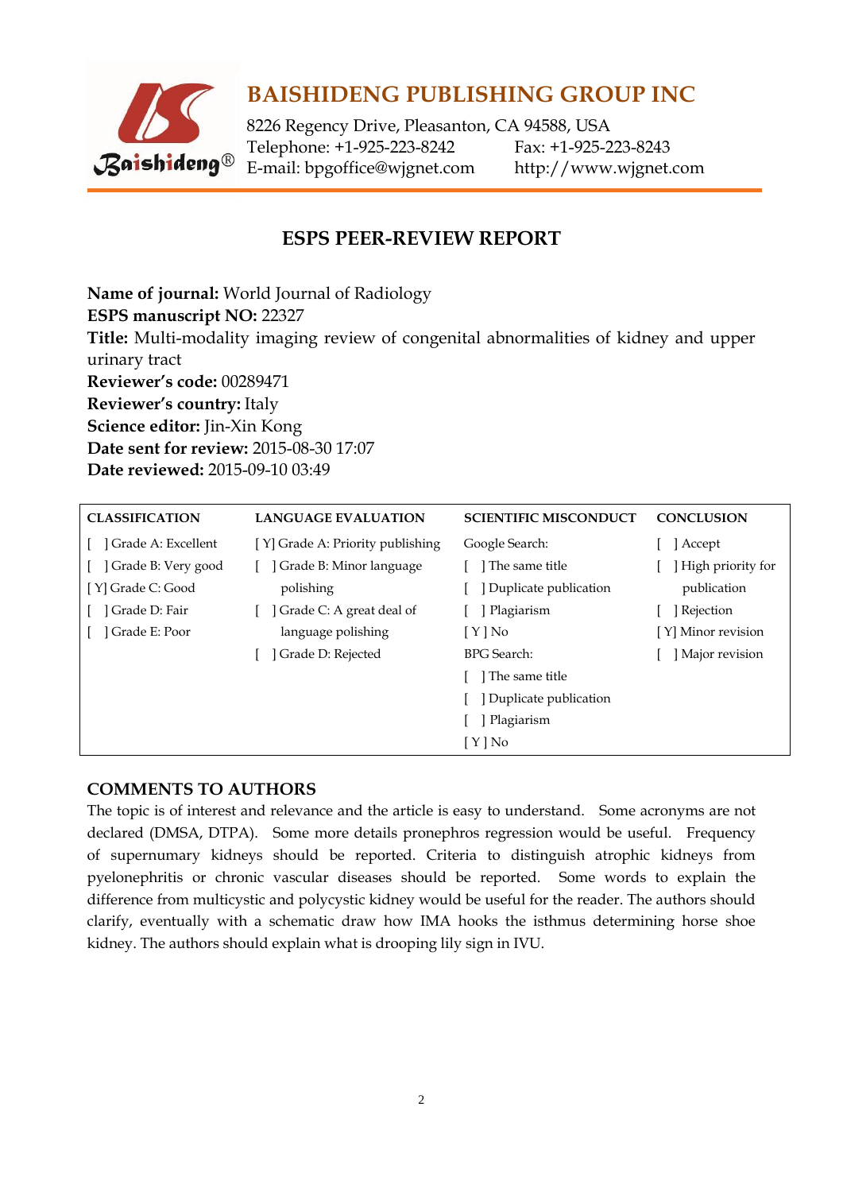# BAISHIDENG PUBLISHING GROUP INC

8226 Regency Drive, Pleasanton, CA 94588, USA
Telephone: +1-925-223-8242    Fax: +1-925-223-8243
E-mail: bpgoffice@wjgnet.com    http://www.wjgnet.com

## ESPS PEER-REVIEW REPORT

**Name of journal:** World Journal of Radiology
**ESPS manuscript NO:** 22327
**Title:** Multi-modality imaging review of congenital abnormalities of kidney and upper urinary tract
**Reviewer's code:** 00289471
**Reviewer's country:** Italy
**Science editor:** Jin-Xin Kong
**Date sent for review:** 2015-08-30 17:07
**Date reviewed:** 2015-09-10 03:49

| CLASSIFICATION | LANGUAGE EVALUATION | SCIENTIFIC MISCONDUCT | CONCLUSION |
|---|---|---|---|
| [ ] Grade A: Excellent | [ Y] Grade A: Priority publishing | Google Search: | [ ] Accept |
| [ ] Grade B: Very good | [ ] Grade B: Minor language polishing | [ ] The same title | [ ] High priority for publication |
| [ Y] Grade C: Good | [ ] Grade C: A great deal of language polishing | [ ] Duplicate publication | [ ] Rejection |
| [ ] Grade D: Fair | [ ] Grade D: Rejected | [ ] Plagiarism | [ Y] Minor revision |
| [ ] Grade E: Poor | | [ Y ] No | [ ] Major revision |
| | | BPG Search: | |
| | | [ ] The same title | |
| | | [ ] Duplicate publication | |
| | | [ ] Plagiarism | |
| | | [ Y ] No | |

## COMMENTS TO AUTHORS

The topic is of interest and relevance and the article is easy to understand. Some acronyms are not declared (DMSA, DTPA). Some more details pronephros regression would be useful. Frequency of supernumary kidneys should be reported. Criteria to distinguish atrophic kidneys from pyelonephritis or chronic vascular diseases should be reported. Some words to explain the difference from multicystic and polycystic kidney would be useful for the reader. The authors should clarify, eventually with a schematic draw how IMA hooks the isthmus determining horse shoe kidney. The authors should explain what is drooping lily sign in IVU.